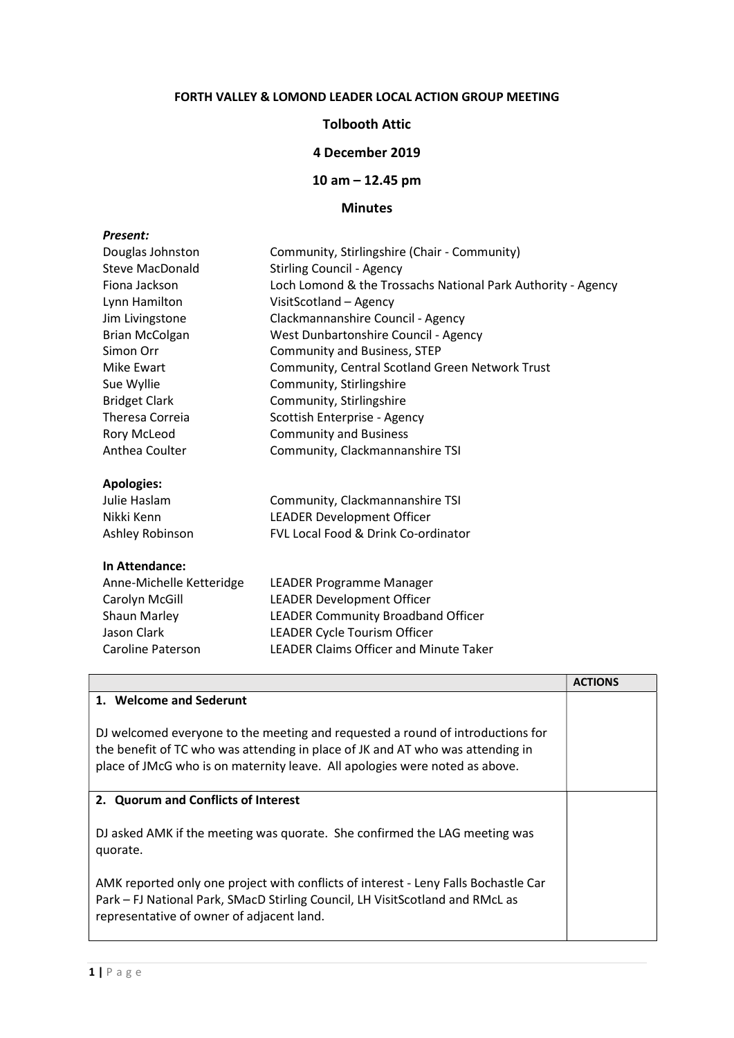**FORTH VALLEY & LOMOND LEADER LOCAL ACTION GROUP MEETING**

**Tolbooth Attic**

**4 December 2019**

**10 am – 12.45 pm**

**Minutes**

***Present:***

| | |
|---|---|
| Douglas Johnston | Community, Stirlingshire (Chair - Community) |
| Steve MacDonald | Stirling Council - Agency |
| Fiona Jackson | Loch Lomond & the Trossachs National Park Authority - Agency |
| Lynn Hamilton | VisitScotland – Agency |
| Jim Livingstone | Clackmannanshire Council - Agency |
| Brian McColgan | West Dunbartonshire Council - Agency |
| Simon Orr | Community and Business, STEP |
| Mike Ewart | Community, Central Scotland Green Network Trust |
| Sue Wyllie | Community, Stirlingshire |
| Bridget Clark | Community, Stirlingshire |
| Theresa Correia | Scottish Enterprise - Agency |
| Rory McLeod | Community and Business |
| Anthea Coulter | Community, Clackmannanshire TSI |

**Apologies:**

| | |
|---|---|
| Julie Haslam | Community, Clackmannanshire TSI |
| Nikki Kenn | LEADER Development Officer |
| Ashley Robinson | FVL Local Food & Drink Co-ordinator |

**In Attendance:**

| | |
|---|---|
| Anne-Michelle Ketteridge | LEADER Programme Manager |
| Carolyn McGill | LEADER Development Officer |
| Shaun Marley | LEADER Community Broadband Officer |
| Jason Clark | LEADER Cycle Tourism Officer |
| Caroline Paterson | LEADER Claims Officer and Minute Taker |

| | ACTIONS |
|---|---|
| **1. Welcome and Sederunt**<br><br>DJ welcomed everyone to the meeting and requested a round of introductions for the benefit of TC who was attending in place of JK and AT who was attending in place of JMcG who is on maternity leave. All apologies were noted as above. | |
| **2. Quorum and Conflicts of Interest**<br><br>DJ asked AMK if the meeting was quorate. She confirmed the LAG meeting was quorate.<br><br>AMK reported only one project with conflicts of interest - Leny Falls Bochastle Car Park – FJ National Park, SMacD Stirling Council, LH VisitScotland and RMcL as representative of owner of adjacent land. | |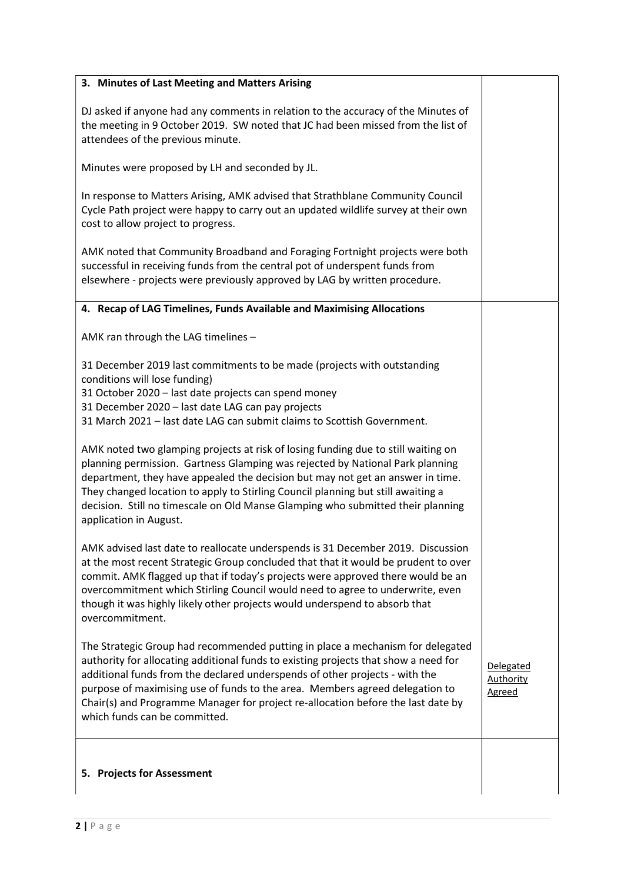| | |
|---|---|
| **3. Minutes of Last Meeting and Matters Arising**<br><br>DJ asked if anyone had any comments in relation to the accuracy of the Minutes of the meeting in 9 October 2019. SW noted that JC had been missed from the list of attendees of the previous minute.<br><br>Minutes were proposed by LH and seconded by JL.<br><br>In response to Matters Arising, AMK advised that Strathblane Community Council Cycle Path project were happy to carry out an updated wildlife survey at their own cost to allow project to progress.<br><br>AMK noted that Community Broadband and Foraging Fortnight projects were both successful in receiving funds from the central pot of underspent funds from elsewhere - projects were previously approved by LAG by written procedure. | |
| **4. Recap of LAG Timelines, Funds Available and Maximising Allocations**<br><br>AMK ran through the LAG timelines –<br><br>31 December 2019 last commitments to be made (projects with outstanding conditions will lose funding)<br>31 October 2020 – last date projects can spend money<br>31 December 2020 – last date LAG can pay projects<br>31 March 2021 – last date LAG can submit claims to Scottish Government.<br><br>AMK noted two glamping projects at risk of losing funding due to still waiting on planning permission. Gartness Glamping was rejected by National Park planning department, they have appealed the decision but may not get an answer in time. They changed location to apply to Stirling Council planning but still awaiting a decision. Still no timescale on Old Manse Glamping who submitted their planning application in August.<br><br>AMK advised last date to reallocate underspends is 31 December 2019. Discussion at the most recent Strategic Group concluded that that it would be prudent to over commit. AMK flagged up that if today's projects were approved there would be an overcommitment which Stirling Council would need to agree to underwrite, even though it was highly likely other projects would underspend to absorb that overcommitment.<br><br>The Strategic Group had recommended putting in place a mechanism for delegated authority for allocating additional funds to existing projects that show a need for additional funds from the declared underspends of other projects - with the purpose of maximising use of funds to the area. Members agreed delegation to Chair(s) and Programme Manager for project re-allocation before the last date by which funds can be committed. | Delegated Authority Agreed |
| **5. Projects for Assessment** | |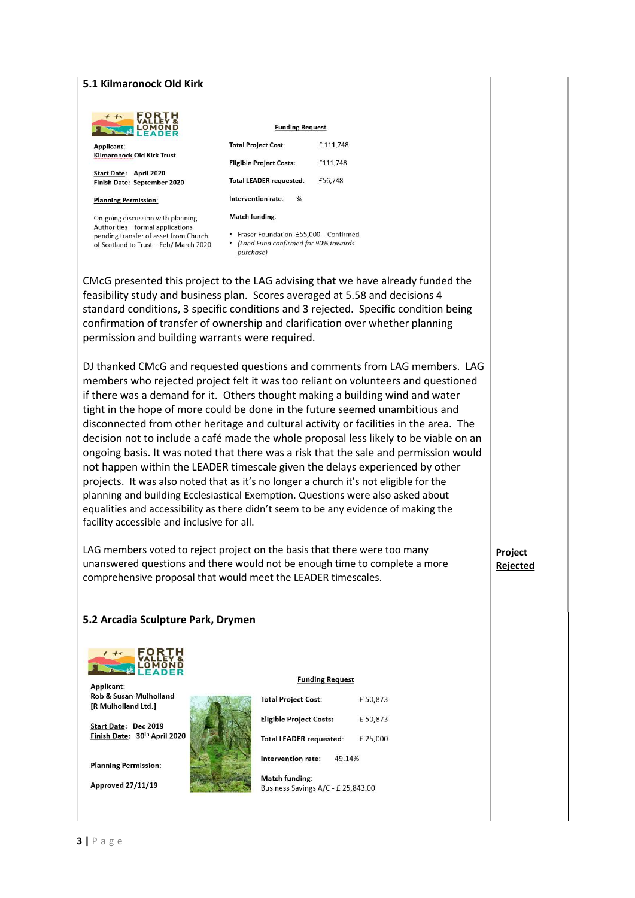### 5.1 Kilmaronock Old Kirk

**Applicant**:
Kilmaronock Old Kirk Trust

**Start Date**: April 2020
**Finish Date**: September 2020

**Planning Permission**:

On-going discussion with planning Authorities – formal applications pending transfer of asset from Church of Scotland to Trust – Feb/ March 2020

**Funding Request**

| | |
|---|---|
| **Total Project Cost**: | £ 111,748 |
| **Eligible Project Costs:** | £111,748 |
| **Total LEADER requested**: | £56,748 |
| **Intervention rate**: | % |

**Match funding**:

- Fraser Foundation £55,000 – Confirmed
- *(Land Fund confirmed for 90% towards purchase)*

CMcG presented this project to the LAG advising that we have already funded the feasibility study and business plan. Scores averaged at 5.58 and decisions 4 standard conditions, 3 specific conditions and 3 rejected. Specific condition being confirmation of transfer of ownership and clarification over whether planning permission and building warrants were required.

DJ thanked CMcG and requested questions and comments from LAG members. LAG members who rejected project felt it was too reliant on volunteers and questioned if there was a demand for it. Others thought making a building wind and water tight in the hope of more could be done in the future seemed unambitious and disconnected from other heritage and cultural activity or facilities in the area. The decision not to include a café made the whole proposal less likely to be viable on an ongoing basis. It was noted that there was a risk that the sale and permission would not happen within the LEADER timescale given the delays experienced by other projects. It was also noted that as it's no longer a church it's not eligible for the planning and building Ecclesiastical Exemption. Questions were also asked about equalities and accessibility as there didn't seem to be any evidence of making the facility accessible and inclusive for all.

LAG members voted to reject project on the basis that there were too many unanswered questions and there would not be enough time to complete a more comprehensive proposal that would meet the LEADER timescales.

**Project Rejected**

### 5.2 Arcadia Sculpture Park, Drymen

**Applicant:**
**Rob & Susan Mulholland**
**[R Mulholland Ltd.]**

**Start Date**: Dec 2019
**Finish Date**: 30th April 2020

**Planning Permission**:

**Approved 27/11/19**

**Funding Request**

| | |
|---|---|
| **Total Project Cost**: | £ 50,873 |
| **Eligible Project Costs:** | £ 50,873 |
| **Total LEADER requested**: | £ 25,000 |
| **Intervention rate**: | 49.14% |

**Match funding**:
Business Savings A/C - £ 25,843.00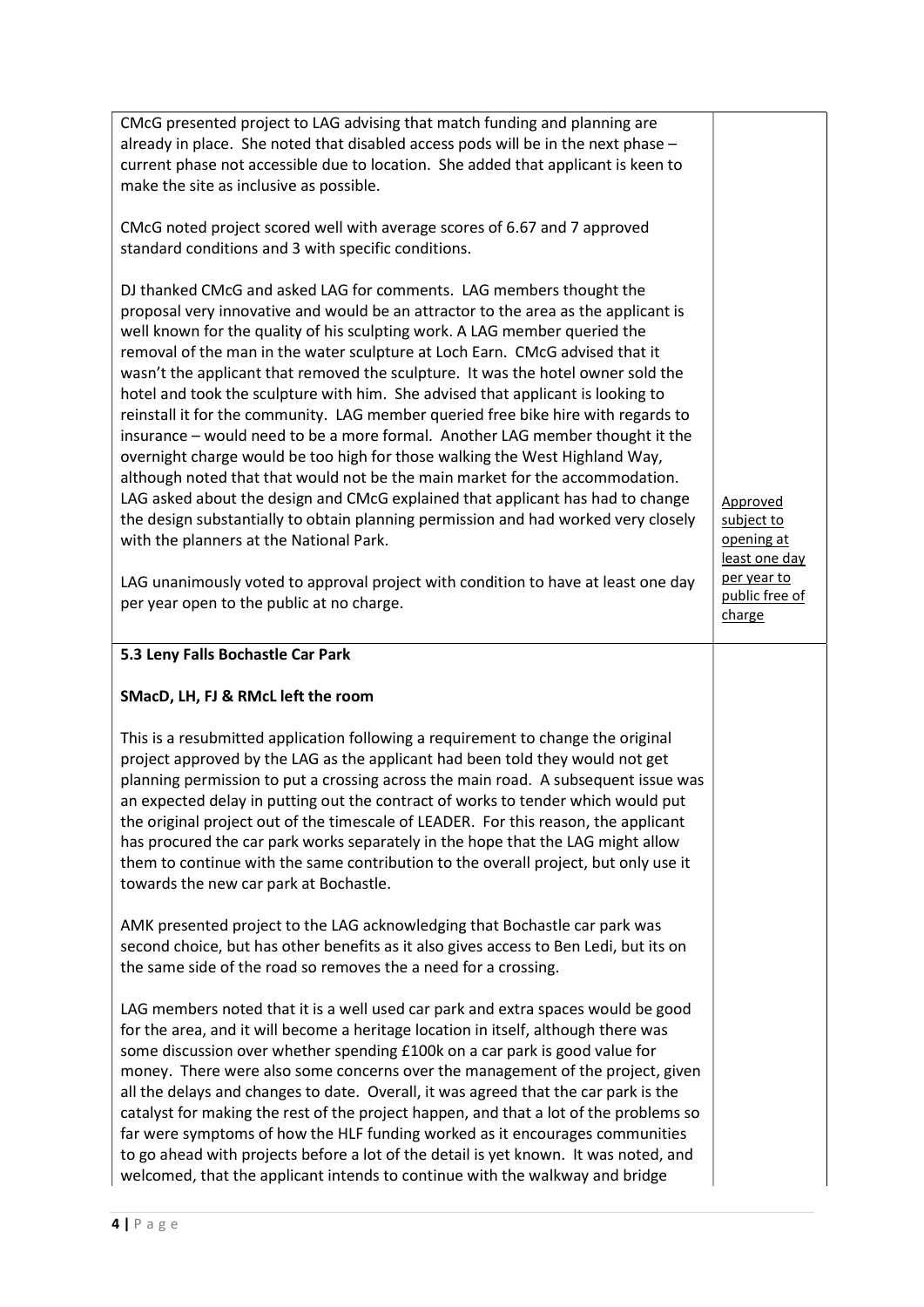| | |
|---|---|
| CMcG presented project to LAG advising that match funding and planning are already in place. She noted that disabled access pods will be in the next phase – current phase not accessible due to location. She added that applicant is keen to make the site as inclusive as possible.<br><br>CMcG noted project scored well with average scores of 6.67 and 7 approved standard conditions and 3 with specific conditions.<br><br>DJ thanked CMcG and asked LAG for comments. LAG members thought the proposal very innovative and would be an attractor to the area as the applicant is well known for the quality of his sculpting work. A LAG member queried the removal of the man in the water sculpture at Loch Earn. CMcG advised that it wasn't the applicant that removed the sculpture. It was the hotel owner sold the hotel and took the sculpture with him. She advised that applicant is looking to reinstall it for the community. LAG member queried free bike hire with regards to insurance – would need to be a more formal. Another LAG member thought it the overnight charge would be too high for those walking the West Highland Way, although noted that that would not be the main market for the accommodation. LAG asked about the design and CMcG explained that applicant has had to change the design substantially to obtain planning permission and had worked very closely with the planners at the National Park.<br><br>LAG unanimously voted to approval project with condition to have at least one day per year open to the public at no charge. | Approved subject to opening at least one day per year to public free of charge |
| **5.3 Leny Falls Bochastle Car Park**<br><br>**SMacD, LH, FJ & RMcL left the room**<br><br>This is a resubmitted application following a requirement to change the original project approved by the LAG as the applicant had been told they would not get planning permission to put a crossing across the main road. A subsequent issue was an expected delay in putting out the contract of works to tender which would put the original project out of the timescale of LEADER. For this reason, the applicant has procured the car park works separately in the hope that the LAG might allow them to continue with the same contribution to the overall project, but only use it towards the new car park at Bochastle.<br><br>AMK presented project to the LAG acknowledging that Bochastle car park was second choice, but has other benefits as it also gives access to Ben Ledi, but its on the same side of the road so removes the a need for a crossing.<br><br>LAG members noted that it is a well used car park and extra spaces would be good for the area, and it will become a heritage location in itself, although there was some discussion over whether spending £100k on a car park is good value for money. There were also some concerns over the management of the project, given all the delays and changes to date. Overall, it was agreed that the car park is the catalyst for making the rest of the project happen, and that a lot of the problems so far were symptoms of how the HLF funding worked as it encourages communities to go ahead with projects before a lot of the detail is yet known. It was noted, and welcomed, that the applicant intends to continue with the walkway and bridge | |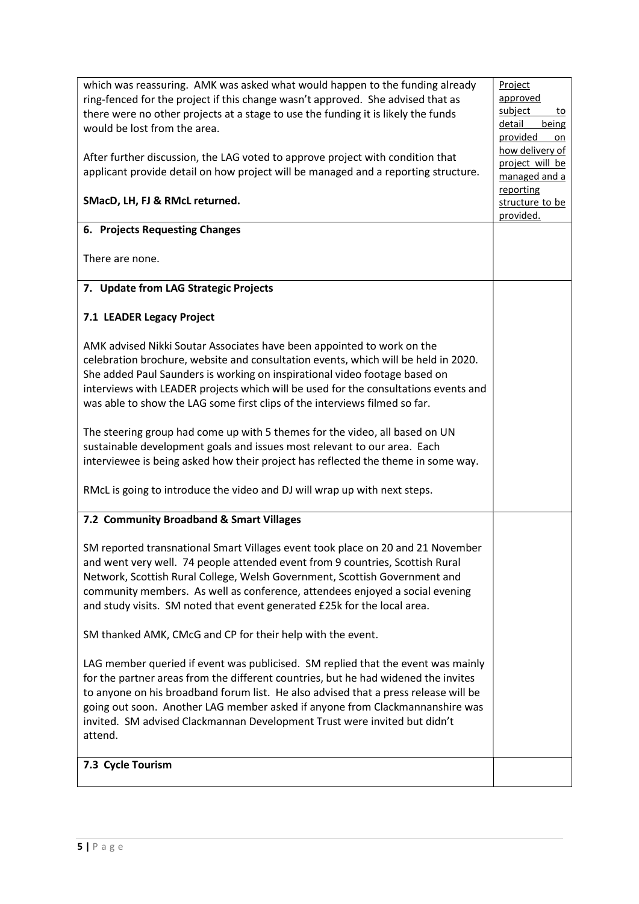| | |
|---|---|
| which was reassuring. AMK was asked what would happen to the funding already ring-fenced for the project if this change wasn't approved. She advised that as there were no other projects at a stage to use the funding it is likely the funds would be lost from the area.<br><br>After further discussion, the LAG voted to approve project with condition that applicant provide detail on how project will be managed and a reporting structure.<br><br>**SMacD, LH, FJ & RMcL returned.** | Project approved subject to detail being provided on how delivery of project will be managed and a reporting structure to be provided. |
| **6. Projects Requesting Changes**<br><br>There are none. | |
| **7. Update from LAG Strategic Projects**<br><br>**7.1 LEADER Legacy Project**<br><br>AMK advised Nikki Soutar Associates have been appointed to work on the celebration brochure, website and consultation events, which will be held in 2020. She added Paul Saunders is working on inspirational video footage based on interviews with LEADER projects which will be used for the consultations events and was able to show the LAG some first clips of the interviews filmed so far.<br><br>The steering group had come up with 5 themes for the video, all based on UN sustainable development goals and issues most relevant to our area. Each interviewee is being asked how their project has reflected the theme in some way.<br><br>RMcL is going to introduce the video and DJ will wrap up with next steps. | |
| **7.2 Community Broadband & Smart Villages**<br><br>SM reported transnational Smart Villages event took place on 20 and 21 November and went very well. 74 people attended event from 9 countries, Scottish Rural Network, Scottish Rural College, Welsh Government, Scottish Government and community members. As well as conference, attendees enjoyed a social evening and study visits. SM noted that event generated £25k for the local area.<br><br>SM thanked AMK, CMcG and CP for their help with the event.<br><br>LAG member queried if event was publicised. SM replied that the event was mainly for the partner areas from the different countries, but he had widened the invites to anyone on his broadband forum list. He also advised that a press release will be going out soon. Another LAG member asked if anyone from Clackmannanshire was invited. SM advised Clackmannan Development Trust were invited but didn't attend. | |
| **7.3 Cycle Tourism** | |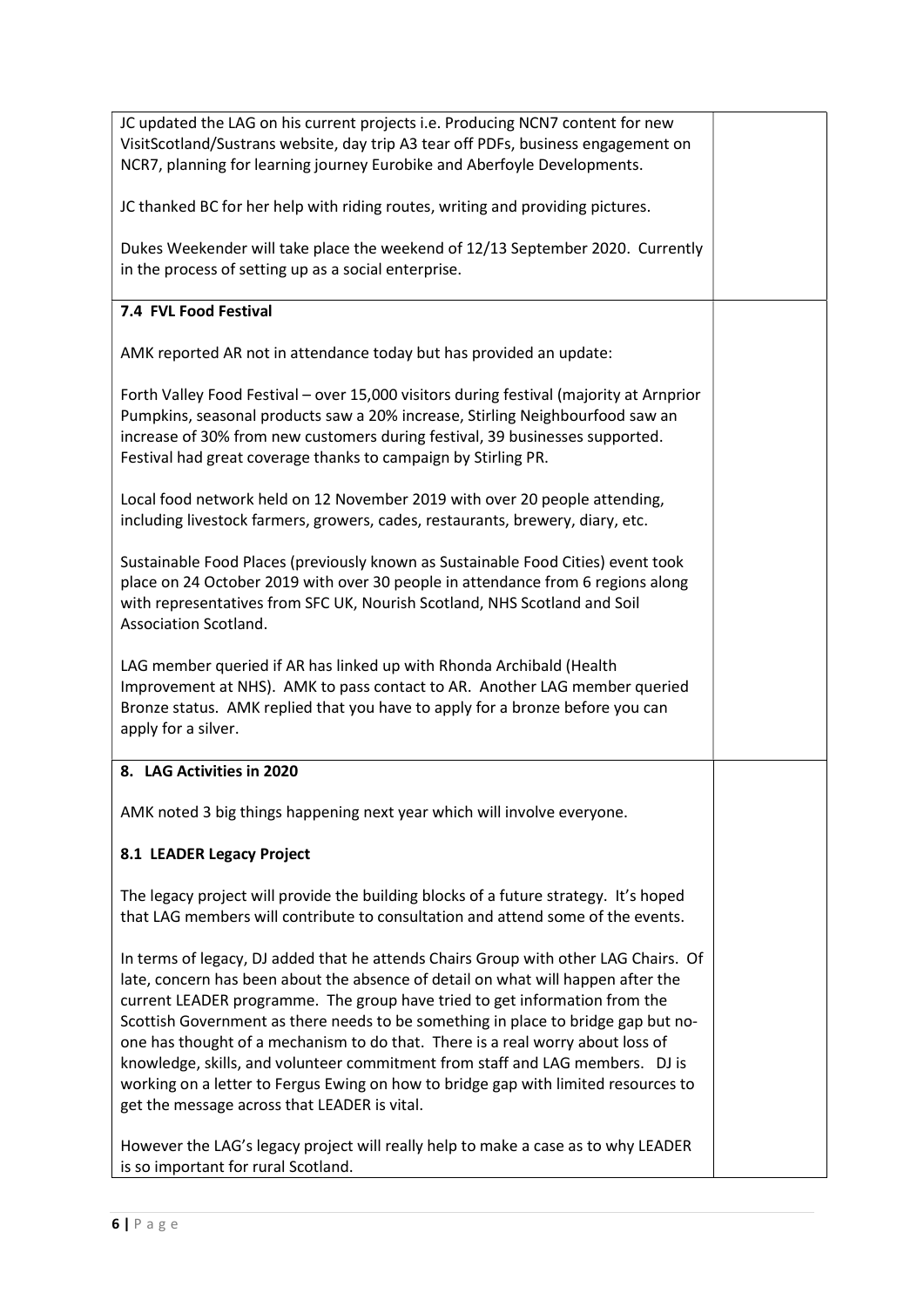JC updated the LAG on his current projects i.e. Producing NCN7 content for new VisitScotland/Sustrans website, day trip A3 tear off PDFs, business engagement on NCR7, planning for learning journey Eurobike and Aberfoyle Developments.

JC thanked BC for her help with riding routes, writing and providing pictures.

Dukes Weekender will take place the weekend of 12/13 September 2020. Currently in the process of setting up as a social enterprise.

**7.4 FVL Food Festival**

AMK reported AR not in attendance today but has provided an update:

Forth Valley Food Festival – over 15,000 visitors during festival (majority at Arnprior Pumpkins, seasonal products saw a 20% increase, Stirling Neighbourfood saw an increase of 30% from new customers during festival, 39 businesses supported. Festival had great coverage thanks to campaign by Stirling PR.

Local food network held on 12 November 2019 with over 20 people attending, including livestock farmers, growers, cades, restaurants, brewery, diary, etc.

Sustainable Food Places (previously known as Sustainable Food Cities) event took place on 24 October 2019 with over 30 people in attendance from 6 regions along with representatives from SFC UK, Nourish Scotland, NHS Scotland and Soil Association Scotland.

LAG member queried if AR has linked up with Rhonda Archibald (Health Improvement at NHS). AMK to pass contact to AR. Another LAG member queried Bronze status. AMK replied that you have to apply for a bronze before you can apply for a silver.

**8. LAG Activities in 2020**

AMK noted 3 big things happening next year which will involve everyone.

**8.1 LEADER Legacy Project**

The legacy project will provide the building blocks of a future strategy. It's hoped that LAG members will contribute to consultation and attend some of the events.

In terms of legacy, DJ added that he attends Chairs Group with other LAG Chairs. Of late, concern has been about the absence of detail on what will happen after the current LEADER programme. The group have tried to get information from the Scottish Government as there needs to be something in place to bridge gap but no-one has thought of a mechanism to do that. There is a real worry about loss of knowledge, skills, and volunteer commitment from staff and LAG members. DJ is working on a letter to Fergus Ewing on how to bridge gap with limited resources to get the message across that LEADER is vital.

However the LAG's legacy project will really help to make a case as to why LEADER is so important for rural Scotland.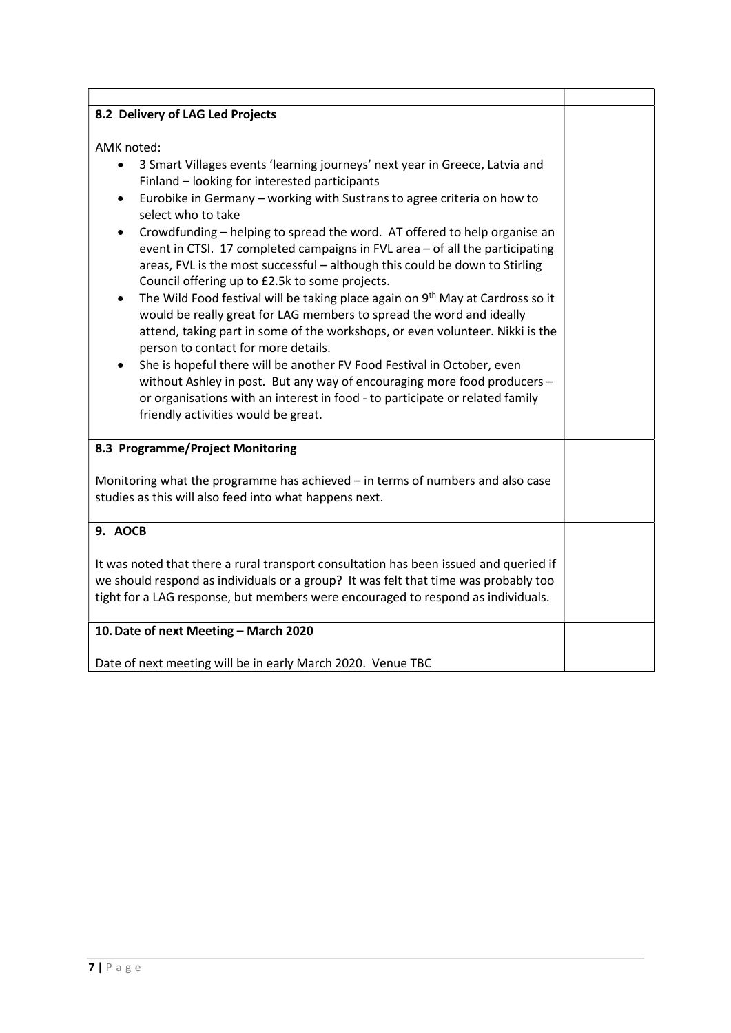| | |
|---|---|
| **8.2 Delivery of LAG Led Projects**<br><br>AMK noted:<br>• 3 Smart Villages events 'learning journeys' next year in Greece, Latvia and Finland – looking for interested participants<br>• Eurobike in Germany – working with Sustrans to agree criteria on how to select who to take<br>• Crowdfunding – helping to spread the word. AT offered to help organise an event in CTSI. 17 completed campaigns in FVL area – of all the participating areas, FVL is the most successful – although this could be down to Stirling Council offering up to £2.5k to some projects.<br>• The Wild Food festival will be taking place again on 9th May at Cardross so it would be really great for LAG members to spread the word and ideally attend, taking part in some of the workshops, or even volunteer. Nikki is the person to contact for more details.<br>• She is hopeful there will be another FV Food Festival in October, even without Ashley in post. But any way of encouraging more food producers – or organisations with an interest in food - to participate or related family friendly activities would be great. | |
| **8.3 Programme/Project Monitoring**<br><br>Monitoring what the programme has achieved – in terms of numbers and also case studies as this will also feed into what happens next. | |
| **9. AOCB**<br><br>It was noted that there a rural transport consultation has been issued and queried if we should respond as individuals or a group? It was felt that time was probably too tight for a LAG response, but members were encouraged to respond as individuals. | |
| **10. Date of next Meeting – March 2020**<br><br>Date of next meeting will be in early March 2020. Venue TBC | |